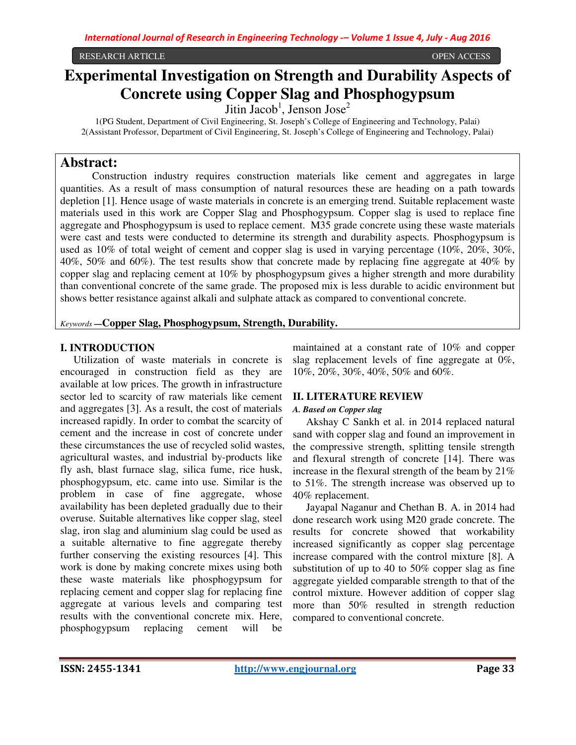RESEARCH ARTICLE OPEN ACCESS

# Experimental Investigation on Strength and Durability Aspects of Concrete using Copper Slag and Phosphogypsum

Jitin Jacob[1], Jenson Jose[2]

1(PG Student, Department of Civil Engineering, St. Joseph's College of Engineering and Technology, Palai)
2(Assistant Professor, Department of Civil Engineering, St. Joseph's College of Engineering and Technology, Palai)

## Abstract:

Construction industry requires construction materials like cement and aggregates in large quantities. As a result of mass consumption of natural resources these are heading on a path towards depletion [1]. Hence usage of waste materials in concrete is an emerging trend. Suitable replacement waste materials used in this work are Copper Slag and Phosphogypsum. Copper slag is used to replace fine aggregate and Phosphogypsum is used to replace cement. M35 grade concrete using these waste materials were cast and tests were conducted to determine its strength and durability aspects. Phosphogypsum is used as 10% of total weight of cement and copper slag is used in varying percentage (10%, 20%, 30%, 40%, 50% and 60%). The test results show that concrete made by replacing fine aggregate at 40% by copper slag and replacing cement at 10% by phosphogypsum gives a higher strength and more durability than conventional concrete of the same grade. The proposed mix is less durable to acidic environment but shows better resistance against alkali and sulphate attack as compared to conventional concrete.

*Keywords* —**Copper Slag, Phosphogypsum, Strength, Durability.**

## I. INTRODUCTION

Utilization of waste materials in concrete is encouraged in construction field as they are available at low prices. The growth in infrastructure sector led to scarcity of raw materials like cement and aggregates [3]. As a result, the cost of materials increased rapidly. In order to combat the scarcity of cement and the increase in cost of concrete under these circumstances the use of recycled solid wastes, agricultural wastes, and industrial by-products like fly ash, blast furnace slag, silica fume, rice husk, phosphogypsum, etc. came into use. Similar is the problem in case of fine aggregate, whose availability has been depleted gradually due to their overuse. Suitable alternatives like copper slag, steel slag, iron slag and aluminium slag could be used as a suitable alternative to fine aggregate thereby further conserving the existing resources [4]. This work is done by making concrete mixes using both these waste materials like phosphogypsum for replacing cement and copper slag for replacing fine aggregate at various levels and comparing test results with the conventional concrete mix. Here, phosphogypsum replacing cement will be maintained at a constant rate of 10% and copper slag replacement levels of fine aggregate at 0%, 10%, 20%, 30%, 40%, 50% and 60%.

## II. LITERATURE REVIEW

### *A. Based on Copper slag*

Akshay C Sankh et al. in 2014 replaced natural sand with copper slag and found an improvement in the compressive strength, splitting tensile strength and flexural strength of concrete [14]. There was increase in the flexural strength of the beam by 21% to 51%. The strength increase was observed up to 40% replacement.

Jayapal Naganur and Chethan B. A. in 2014 had done research work using M20 grade concrete. The results for concrete showed that workability increased significantly as copper slag percentage increase compared with the control mixture [8]. A substitution of up to 40 to 50% copper slag as fine aggregate yielded comparable strength to that of the control mixture. However addition of copper slag more than 50% resulted in strength reduction compared to conventional concrete.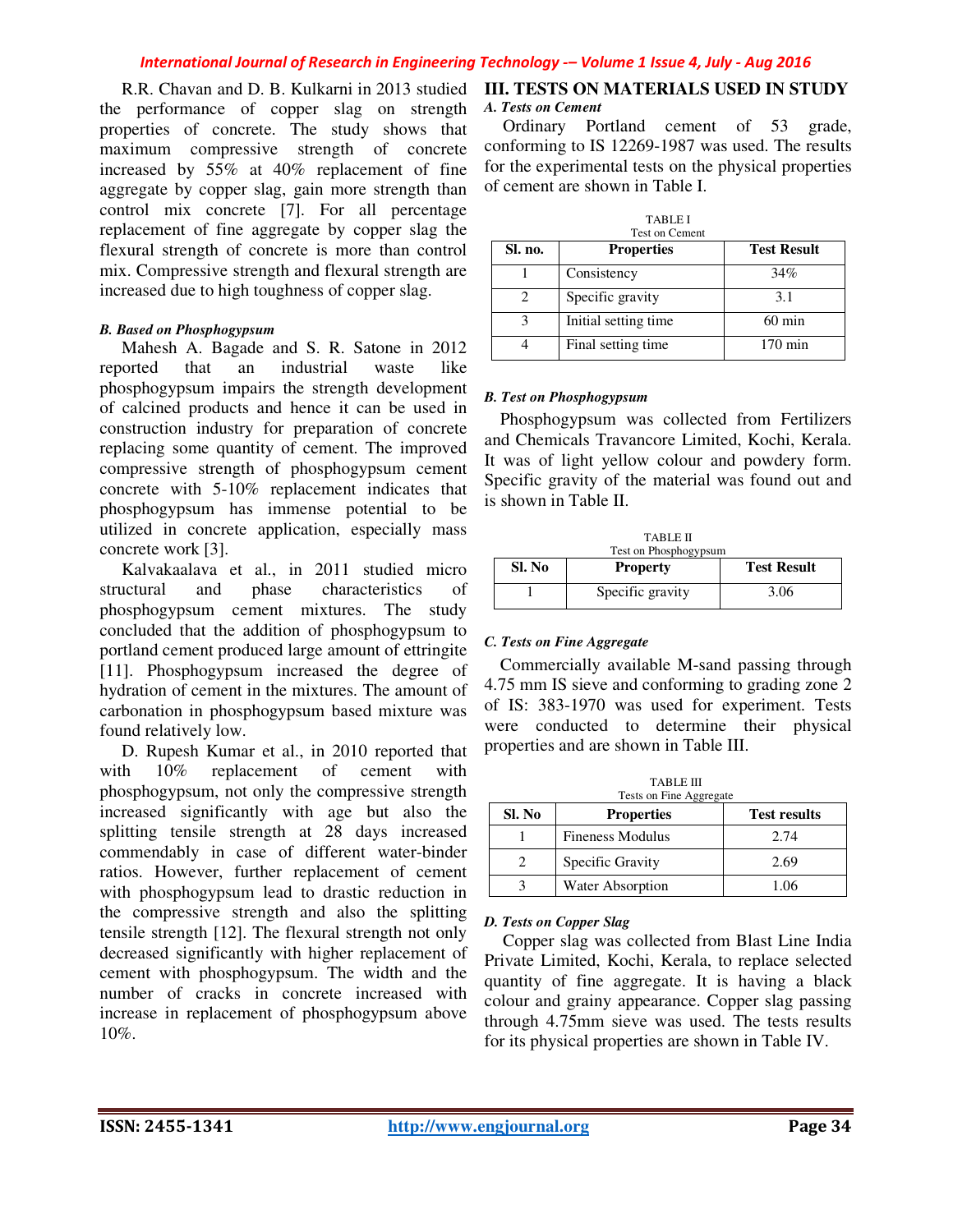R.R. Chavan and D. B. Kulkarni in 2013 studied the performance of copper slag on strength properties of concrete. The study shows that maximum compressive strength of concrete increased by 55% at 40% replacement of fine aggregate by copper slag, gain more strength than control mix concrete [7]. For all percentage replacement of fine aggregate by copper slag the flexural strength of concrete is more than control mix. Compressive strength and flexural strength are increased due to high toughness of copper slag.

### *B. Based on Phosphogypsum*

Mahesh A. Bagade and S. R. Satone in 2012 reported that an industrial waste like phosphogypsum impairs the strength development of calcined products and hence it can be used in construction industry for preparation of concrete replacing some quantity of cement. The improved compressive strength of phosphogypsum cement concrete with 5-10% replacement indicates that phosphogypsum has immense potential to be utilized in concrete application, especially mass concrete work [3].

Kalvakaalava et al., in 2011 studied micro structural and phase characteristics of phosphogypsum cement mixtures. The study concluded that the addition of phosphogypsum to portland cement produced large amount of ettringite [11]. Phosphogypsum increased the degree of hydration of cement in the mixtures. The amount of carbonation in phosphogypsum based mixture was found relatively low.

D. Rupesh Kumar et al., in 2010 reported that with 10% replacement of cement with phosphogypsum, not only the compressive strength increased significantly with age but also the splitting tensile strength at 28 days increased commendably in case of different water-binder ratios. However, further replacement of cement with phosphogypsum lead to drastic reduction in the compressive strength and also the splitting tensile strength [12]. The flexural strength not only decreased significantly with higher replacement of cement with phosphogypsum. The width and the number of cracks in concrete increased with increase in replacement of phosphogypsum above 10%.

## III. TESTS ON MATERIALS USED IN STUDY

### *A. Tests on Cement*

Ordinary Portland cement of 53 grade, conforming to IS 12269-1987 was used. The results for the experimental tests on the physical properties of cement are shown in Table I.

TABLE I
Test on Cement

| Sl. no. | Properties | Test Result |
|---|---|---|
| 1 | Consistency | 34% |
| 2 | Specific gravity | 3.1 |
| 3 | Initial setting time | 60 min |
| 4 | Final setting time | 170 min |

### *B. Test on Phosphogypsum*

Phosphogypsum was collected from Fertilizers and Chemicals Travancore Limited, Kochi, Kerala. It was of light yellow colour and powdery form. Specific gravity of the material was found out and is shown in Table II.

TABLE II
Test on Phosphogypsum

| Sl. No | Property | Test Result |
|---|---|---|
| 1 | Specific gravity | 3.06 |

### *C. Tests on Fine Aggregate*

Commercially available M-sand passing through 4.75 mm IS sieve and conforming to grading zone 2 of IS: 383-1970 was used for experiment. Tests were conducted to determine their physical properties and are shown in Table III.

TABLE III
Tests on Fine Aggregate

| Sl. No | Properties | Test results |
|---|---|---|
| 1 | Fineness Modulus | 2.74 |
| 2 | Specific Gravity | 2.69 |
| 3 | Water Absorption | 1.06 |

### *D. Tests on Copper Slag*

Copper slag was collected from Blast Line India Private Limited, Kochi, Kerala, to replace selected quantity of fine aggregate. It is having a black colour and grainy appearance. Copper slag passing through 4.75mm sieve was used. The tests results for its physical properties are shown in Table IV.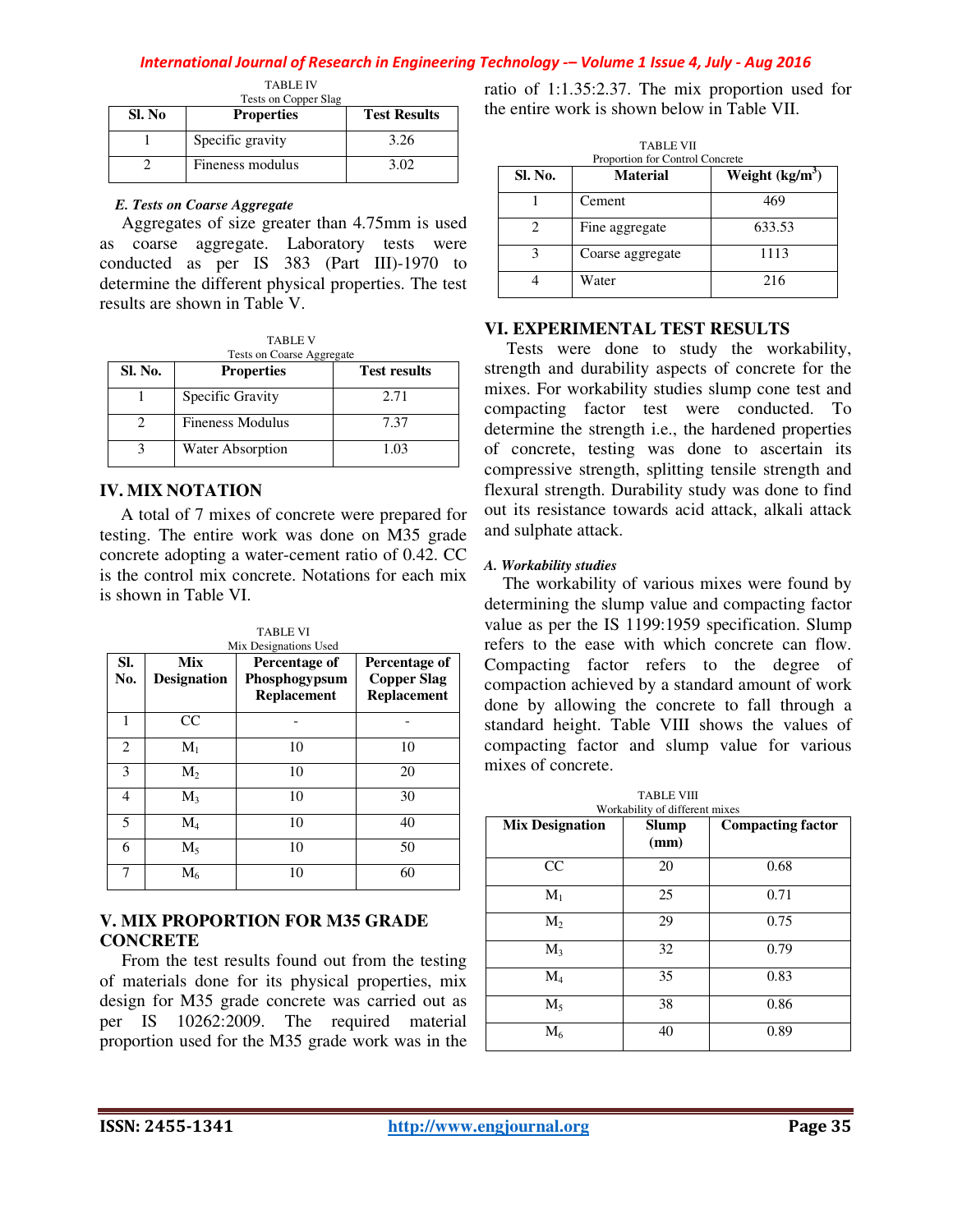TABLE IV
Tests on Copper Slag

| Sl. No | Properties | Test Results |
|---|---|---|
| 1 | Specific gravity | 3.26 |
| 2 | Fineness modulus | 3.02 |

### *E. Tests on Coarse Aggregate*

Aggregates of size greater than 4.75mm is used as coarse aggregate. Laboratory tests were conducted as per IS 383 (Part III)-1970 to determine the different physical properties. The test results are shown in Table V.

TABLE V
Tests on Coarse Aggregate

| Sl. No. | Properties | Test results |
|---|---|---|
| 1 | Specific Gravity | 2.71 |
| 2 | Fineness Modulus | 7.37 |
| 3 | Water Absorption | 1.03 |

## IV. MIX NOTATION

A total of 7 mixes of concrete were prepared for testing. The entire work was done on M35 grade concrete adopting a water-cement ratio of 0.42. CC is the control mix concrete. Notations for each mix is shown in Table VI.

TABLE VI
Mix Designations Used

| Sl. No. | Mix Designation | Percentage of Phosphogypsum Replacement | Percentage of Copper Slag Replacement |
|---|---|---|---|
| 1 | CC | - | - |
| 2 | $M_1$ | 10 | 10 |
| 3 | $M_2$ | 10 | 20 |
| 4 | $M_3$ | 10 | 30 |
| 5 | $M_4$ | 10 | 40 |
| 6 | $M_5$ | 10 | 50 |
| 7 | $M_6$ | 10 | 60 |

## V. MIX PROPORTION FOR M35 GRADE CONCRETE

From the test results found out from the testing of materials done for its physical properties, mix design for M35 grade concrete was carried out as per IS 10262:2009. The required material proportion used for the M35 grade work was in the ratio of 1:1.35:2.37. The mix proportion used for the entire work is shown below in Table VII.

TABLE VII
Proportion for Control Concrete

| Sl. No. | Material | Weight (kg/m$^3$) |
|---|---|---|
| 1 | Cement | 469 |
| 2 | Fine aggregate | 633.53 |
| 3 | Coarse aggregate | 1113 |
| 4 | Water | 216 |

## VI. EXPERIMENTAL TEST RESULTS

Tests were done to study the workability, strength and durability aspects of concrete for the mixes. For workability studies slump cone test and compacting factor test were conducted. To determine the strength i.e., the hardened properties of concrete, testing was done to ascertain its compressive strength, splitting tensile strength and flexural strength. Durability study was done to find out its resistance towards acid attack, alkali attack and sulphate attack.

### *A. Workability studies*

The workability of various mixes were found by determining the slump value and compacting factor value as per the IS 1199:1959 specification. Slump refers to the ease with which concrete can flow. Compacting factor refers to the degree of compaction achieved by a standard amount of work done by allowing the concrete to fall through a standard height. Table VIII shows the values of compacting factor and slump value for various mixes of concrete.

TABLE VIII
Workability of different mixes

| Mix Designation | Slump (mm) | Compacting factor |
|---|---|---|
| CC | 20 | 0.68 |
| $M_1$ | 25 | 0.71 |
| $M_2$ | 29 | 0.75 |
| $M_3$ | 32 | 0.79 |
| $M_4$ | 35 | 0.83 |
| $M_5$ | 38 | 0.86 |
| $M_6$ | 40 | 0.89 |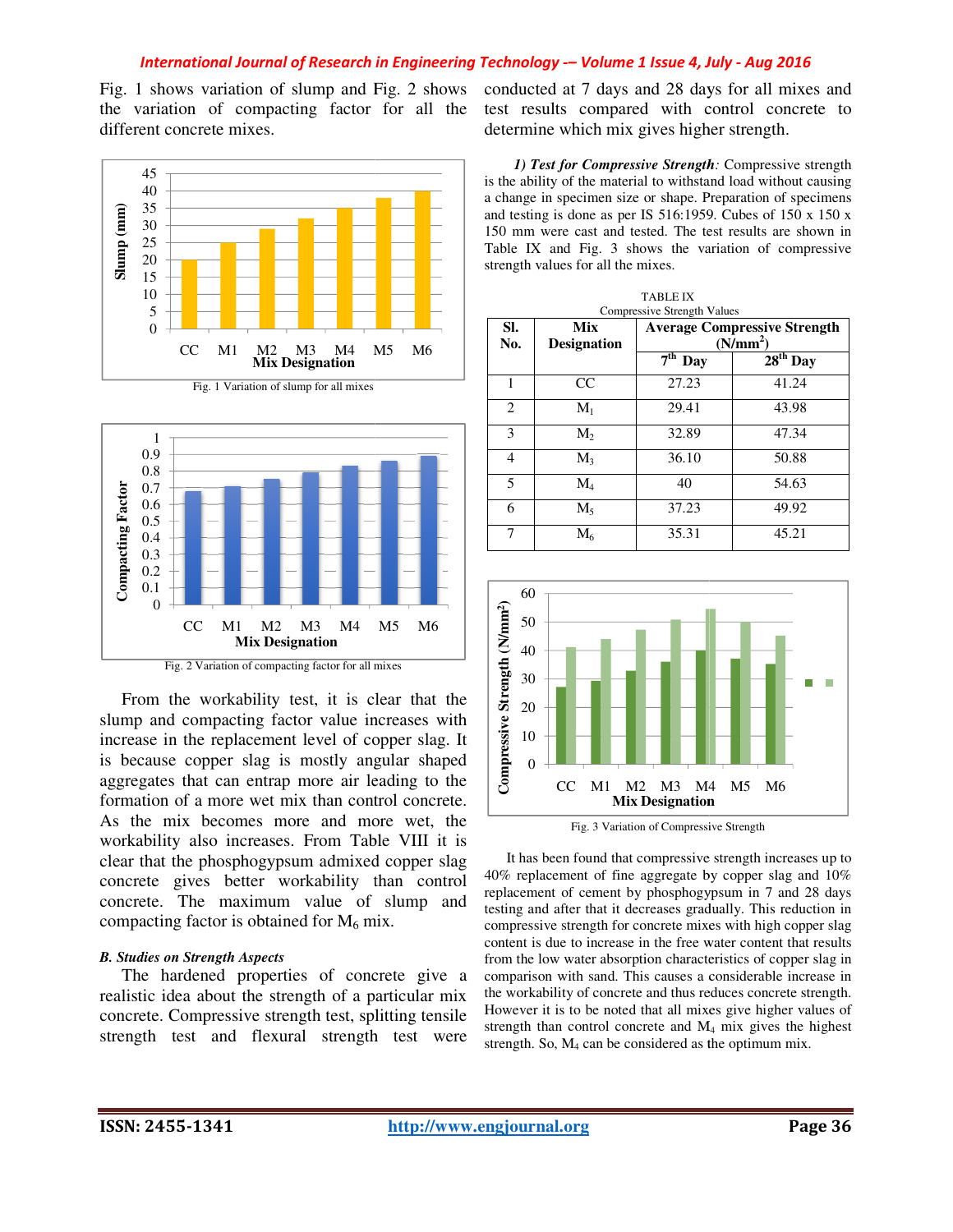Fig. 1 shows variation of slump and Fig. 2 shows the variation of compacting factor for all the different concrete mixes.

Fig. 1 Variation of slump for all mixes

Fig. 2 Variation of compacting factor for all mixes

From the workability test, it is clear that the slump and compacting factor value increases with increase in the replacement level of copper slag. It is because copper slag is mostly angular shaped aggregates that can entrap more air leading to the formation of a more wet mix than control concrete. As the mix becomes more and more wet, the workability also increases. From Table VIII it is clear that the phosphogypsum admixed copper slag concrete gives better workability than control concrete. The maximum value of slump and compacting factor is obtained for $M_6$ mix.

### *B. Studies on Strength Aspects*

The hardened properties of concrete give a realistic idea about the strength of a particular mix concrete. Compressive strength test, splitting tensile strength test and flexural strength test were conducted at 7 days and 28 days for all mixes and test results compared with control concrete to determine which mix gives higher strength.

***1) Test for Compressive Strength**:* Compressive strength is the ability of the material to withstand load without causing a change in specimen size or shape. Preparation of specimens and testing is done as per IS 516:1959. Cubes of 150 x 150 x 150 mm were cast and tested. The test results are shown in Table IX and Fig. 3 shows the variation of compressive strength values for all the mixes.

TABLE IX
Compressive Strength Values

| Sl. No. | Mix Designation | Average Compressive Strength ($N/mm^2$) | |
|---|---|---|---|
| | | $7^{th}$ Day | $28^{th}$ Day |
| 1 | CC | 27.23 | 41.24 |
| 2 | $M_1$ | 29.41 | 43.98 |
| 3 | $M_2$ | 32.89 | 47.34 |
| 4 | $M_3$ | 36.10 | 50.88 |
| 5 | $M_4$ | 40 | 54.63 |
| 6 | $M_5$ | 37.23 | 49.92 |
| 7 | $M_6$ | 35.31 | 45.21 |

Fig. 3 Variation of Compressive Strength

It has been found that compressive strength increases up to 40% replacement of fine aggregate by copper slag and 10% replacement of cement by phosphogypsum in 7 and 28 days testing and after that it decreases gradually. This reduction in compressive strength for concrete mixes with high copper slag content is due to increase in the free water content that results from the low water absorption characteristics of copper slag in comparison with sand. This causes a considerable increase in the workability of concrete and thus reduces concrete strength. However it is to be noted that all mixes give higher values of strength than control concrete and $M_4$ mix gives the highest strength. So, $M_4$ can be considered as the optimum mix.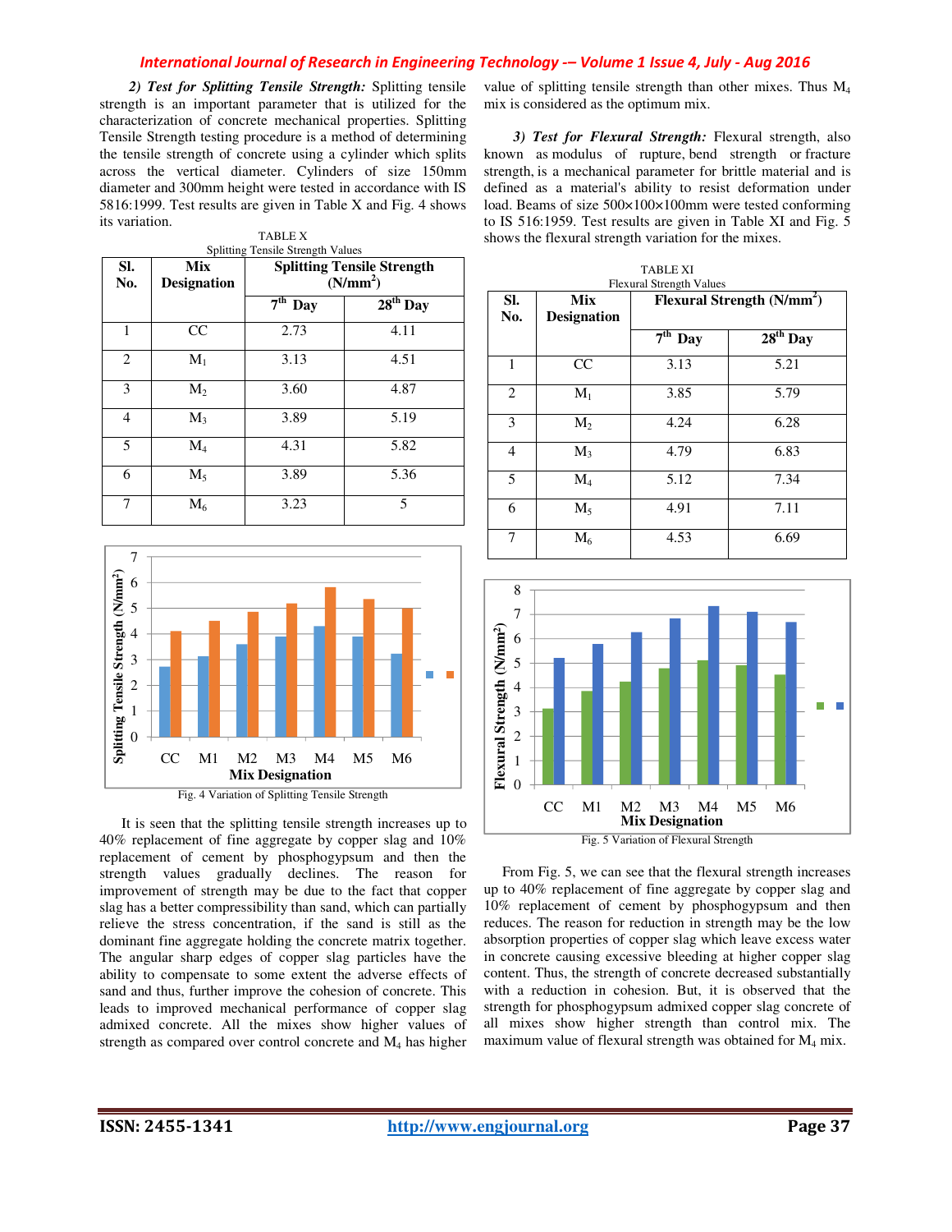*2) Test for Splitting Tensile Strength:* Splitting tensile strength is an important parameter that is utilized for the characterization of concrete mechanical properties. Splitting Tensile Strength testing procedure is a method of determining the tensile strength of concrete using a cylinder which splits across the vertical diameter. Cylinders of size 150mm diameter and 300mm height were tested in accordance with IS 5816:1999. Test results are given in Table X and Fig. 4 shows its variation.

TABLE X
Splitting Tensile Strength Values

| Sl. No. | Mix Designation | Splitting Tensile Strength ($N/mm^2$) | |
|---|---|---|---|
| | | 7th Day | 28th Day |
| 1 | CC | 2.73 | 4.11 |
| 2 | $M_1$ | 3.13 | 4.51 |
| 3 | $M_2$ | 3.60 | 4.87 |
| 4 | $M_3$ | 3.89 | 5.19 |
| 5 | $M_4$ | 4.31 | 5.82 |
| 6 | $M_5$ | 3.89 | 5.36 |
| 7 | $M_6$ | 3.23 | 5 |

Fig. 4 Variation of Splitting Tensile Strength

It is seen that the splitting tensile strength increases up to 40% replacement of fine aggregate by copper slag and 10% replacement of cement by phosphogypsum and then the strength values gradually declines. The reason for improvement of strength may be due to the fact that copper slag has a better compressibility than sand, which can partially relieve the stress concentration, if the sand is still as the dominant fine aggregate holding the concrete matrix together. The angular sharp edges of copper slag particles have the ability to compensate to some extent the adverse effects of sand and thus, further improve the cohesion of concrete. This leads to improved mechanical performance of copper slag admixed concrete. All the mixes show higher values of strength as compared over control concrete and $M_4$ has higher value of splitting tensile strength than other mixes. Thus $M_4$ mix is considered as the optimum mix.

*3) Test for Flexural Strength:* Flexural strength, also known as modulus of rupture, bend strength or fracture strength, is a mechanical parameter for brittle material and is defined as a material's ability to resist deformation under load. Beams of size 500×100×100mm were tested conforming to IS 516:1959. Test results are given in Table XI and Fig. 5 shows the flexural strength variation for the mixes.

TABLE XI
Flexural Strength Values

| Sl. No. | Mix Designation | Flexural Strength ($N/mm^2$) | |
|---|---|---|---|
| | | 7th Day | 28th Day |
| 1 | CC | 3.13 | 5.21 |
| 2 | $M_1$ | 3.85 | 5.79 |
| 3 | $M_2$ | 4.24 | 6.28 |
| 4 | $M_3$ | 4.79 | 6.83 |
| 5 | $M_4$ | 5.12 | 7.34 |
| 6 | $M_5$ | 4.91 | 7.11 |
| 7 | $M_6$ | 4.53 | 6.69 |

Fig. 5 Variation of Flexural Strength

From Fig. 5, we can see that the flexural strength increases up to 40% replacement of fine aggregate by copper slag and 10% replacement of cement by phosphogypsum and then reduces. The reason for reduction in strength may be the low absorption properties of copper slag which leave excess water in concrete causing excessive bleeding at higher copper slag content. Thus, the strength of concrete decreased substantially with a reduction in cohesion. But, it is observed that the strength for phosphogypsum admixed copper slag concrete of all mixes show higher strength than control mix. The maximum value of flexural strength was obtained for $M_4$ mix.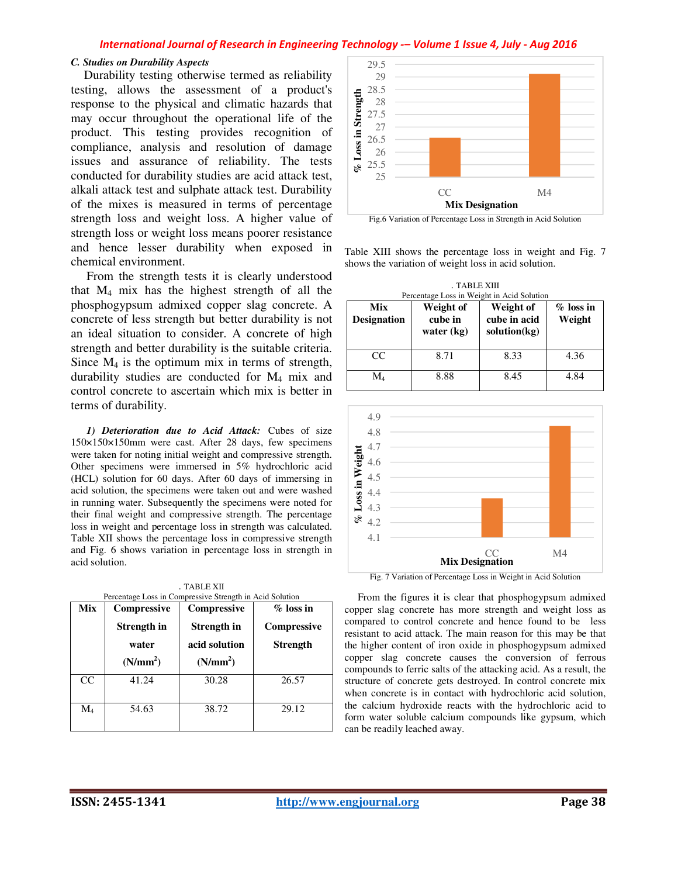### C. Studies on Durability Aspects

Durability testing otherwise termed as reliability testing, allows the assessment of a product's response to the physical and climatic hazards that may occur throughout the operational life of the product. This testing provides recognition of compliance, analysis and resolution of damage issues and assurance of reliability. The tests conducted for durability studies are acid attack test, alkali attack test and sulphate attack test. Durability of the mixes is measured in terms of percentage strength loss and weight loss. A higher value of strength loss or weight loss means poorer resistance and hence lesser durability when exposed in chemical environment.

From the strength tests it is clearly understood that $M_4$ mix has the highest strength of all the phosphogypsum admixed copper slag concrete. A concrete of less strength but better durability is not an ideal situation to consider. A concrete of high strength and better durability is the suitable criteria. Since $M_4$ is the optimum mix in terms of strength, durability studies are conducted for $M_4$ mix and control concrete to ascertain which mix is better in terms of durability.

***1) Deterioration due to Acid Attack:*** Cubes of size 150×150×150mm were cast. After 28 days, few specimens were taken for noting initial weight and compressive strength. Other specimens were immersed in 5% hydrochloric acid (HCL) solution for 60 days. After 60 days of immersing in acid solution, the specimens were taken out and were washed in running water. Subsequently the specimens were noted for their final weight and compressive strength. The percentage loss in weight and percentage loss in strength was calculated. Table XII shows the percentage loss in compressive strength and Fig. 6 shows variation in percentage loss in strength in acid solution.

. TABLE XII
Percentage Loss in Compressive Strength in Acid Solution

| Mix | Compressive Strength in water ($N/mm^2$) | Compressive Strength in acid solution ($N/mm^2$) | % loss in Compressive Strength |
|---|---|---|---|
| CC | 41.24 | 30.28 | 26.57 |
| $M_4$ | 54.63 | 38.72 | 29.12 |

Fig.6 Variation of Percentage Loss in Strength in Acid Solution

Table XIII shows the percentage loss in weight and Fig. 7 shows the variation of weight loss in acid solution.

. TABLE XIII
Percentage Loss in Weight in Acid Solution

| Mix Designation | Weight of cube in water (kg) | Weight of cube in acid solution(kg) | % loss in Weight |
|---|---|---|---|
| CC | 8.71 | 8.33 | 4.36 |
| $M_4$ | 8.88 | 8.45 | 4.84 |

Fig. 7 Variation of Percentage Loss in Weight in Acid Solution

From the figures it is clear that phosphogypsum admixed copper slag concrete has more strength and weight loss as compared to control concrete and hence found to be less resistant to acid attack. The main reason for this may be that the higher content of iron oxide in phosphogypsum admixed copper slag concrete causes the conversion of ferrous compounds to ferric salts of the attacking acid. As a result, the structure of concrete gets destroyed. In control concrete mix when concrete is in contact with hydrochloric acid solution, the calcium hydroxide reacts with the hydrochloric acid to form water soluble calcium compounds like gypsum, which can be readily leached away.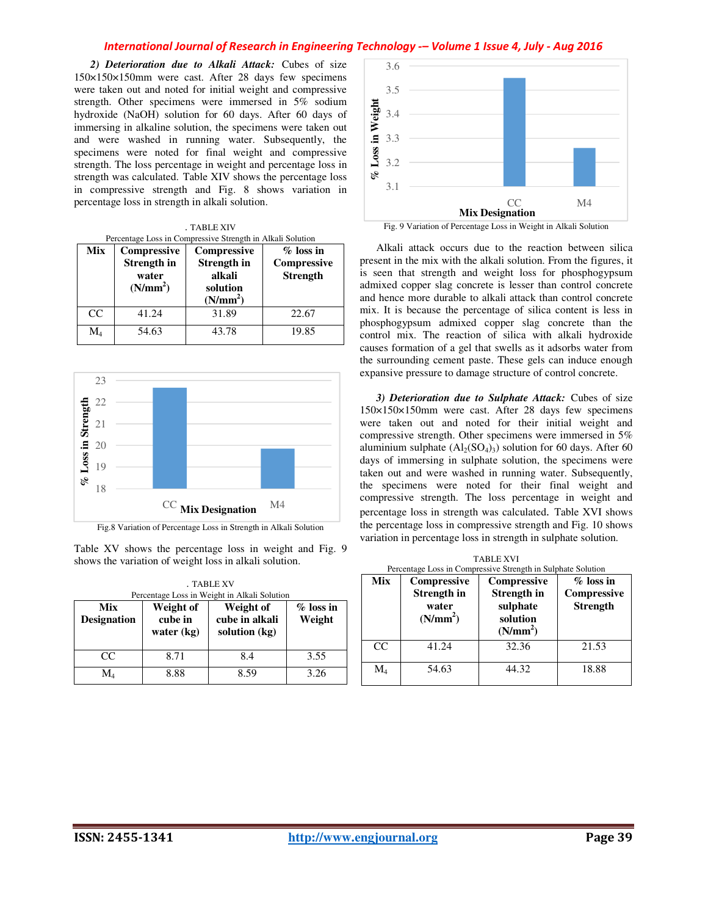*2) Deterioration due to Alkali Attack:* Cubes of size 150×150×150mm were cast. After 28 days few specimens were taken out and noted for initial weight and compressive strength. Other specimens were immersed in 5% sodium hydroxide (NaOH) solution for 60 days. After 60 days of immersing in alkaline solution, the specimens were taken out and were washed in running water. Subsequently, the specimens were noted for final weight and compressive strength. The loss percentage in weight and percentage loss in strength was calculated. Table XIV shows the percentage loss in compressive strength and Fig. 8 shows variation in percentage loss in strength in alkali solution.

TABLE XIV
Percentage Loss in Compressive Strength in Alkali Solution

| Mix | Compressive Strength in water ($N/mm^2$) | Compressive Strength in alkali solution ($N/mm^2$) | % loss in Compressive Strength |
|---|---|---|---|
| CC | 41.24 | 31.89 | 22.67 |
| $M_4$ | 54.63 | 43.78 | 19.85 |

Fig.8 Variation of Percentage Loss in Strength in Alkali Solution

Table XV shows the percentage loss in weight and Fig. 9 shows the variation of weight loss in alkali solution.

TABLE XV
Percentage Loss in Weight in Alkali Solution

| Mix Designation | Weight of cube in water (kg) | Weight of cube in alkali solution (kg) | % loss in Weight |
|---|---|---|---|
| CC | 8.71 | 8.4 | 3.55 |
| $M_4$ | 8.88 | 8.59 | 3.26 |

Fig. 9 Variation of Percentage Loss in Weight in Alkali Solution

Alkali attack occurs due to the reaction between silica present in the mix with the alkali solution. From the figures, it is seen that strength and weight loss for phosphogypsum admixed copper slag concrete is lesser than control concrete and hence more durable to alkali attack than control concrete mix. It is because the percentage of silica content is less in phosphogypsum admixed copper slag concrete than the control mix. The reaction of silica with alkali hydroxide causes formation of a gel that swells as it adsorbs water from the surrounding cement paste. These gels can induce enough expansive pressure to damage structure of control concrete.

*3) Deterioration due to Sulphate Attack:* Cubes of size 150×150×150mm were cast. After 28 days few specimens were taken out and noted for their initial weight and compressive strength. Other specimens were immersed in 5% aluminium sulphate ($Al_2(SO_4)_3$) solution for 60 days. After 60 days of immersing in sulphate solution, the specimens were taken out and were washed in running water. Subsequently, the specimens were noted for their final weight and compressive strength. The loss percentage in weight and percentage loss in strength was calculated. Table XVI shows the percentage loss in compressive strength and Fig. 10 shows variation in percentage loss in strength in sulphate solution.

TABLE XVI
Percentage Loss in Compressive Strength in Sulphate Solution

| Mix | Compressive Strength in water ($N/mm^2$) | Compressive Strength in sulphate solution ($N/mm^2$) | % loss in Compressive Strength |
|---|---|---|---|
| CC | 41.24 | 32.36 | 21.53 |
| $M_4$ | 54.63 | 44.32 | 18.88 |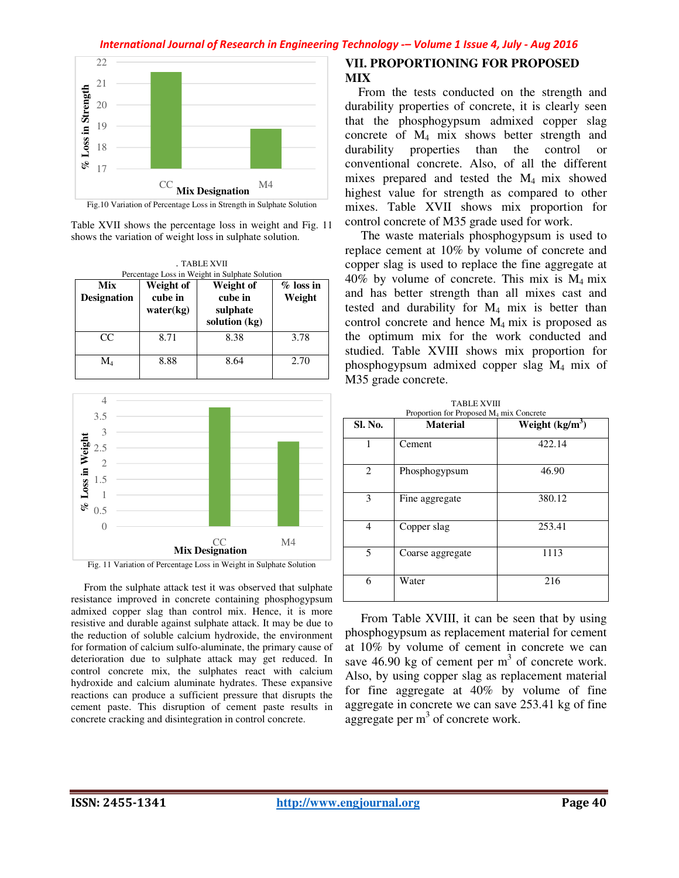Fig.10 Variation of Percentage Loss in Strength in Sulphate Solution

Table XVII shows the percentage loss in weight and Fig. 11 shows the variation of weight loss in sulphate solution.

. TABLE XVII
Percentage Loss in Weight in Sulphate Solution

| Mix Designation | Weight of cube in water(kg) | Weight of cube in sulphate solution (kg) | % loss in Weight |
|---|---|---|---|
| CC | 8.71 | 8.38 | 3.78 |
| $M_4$ | 8.88 | 8.64 | 2.70 |

Fig. 11 Variation of Percentage Loss in Weight in Sulphate Solution

From the sulphate attack test it was observed that sulphate resistance improved in concrete containing phosphogypsum admixed copper slag than control mix. Hence, it is more resistive and durable against sulphate attack. It may be due to the reduction of soluble calcium hydroxide, the environment for formation of calcium sulfo-aluminate, the primary cause of deterioration due to sulphate attack may get reduced. In control concrete mix, the sulphates react with calcium hydroxide and calcium aluminate hydrates. These expansive reactions can produce a sufficient pressure that disrupts the cement paste. This disruption of cement paste results in concrete cracking and disintegration in control concrete.

## VII. PROPORTIONING FOR PROPOSED MIX

From the tests conducted on the strength and durability properties of concrete, it is clearly seen that the phosphogypsum admixed copper slag concrete of $M_4$ mix shows better strength and durability properties than the control or conventional concrete. Also, of all the different mixes prepared and tested the $M_4$ mix showed highest value for strength as compared to other mixes. Table XVII shows mix proportion for control concrete of M35 grade used for work.

The waste materials phosphogypsum is used to replace cement at 10% by volume of concrete and copper slag is used to replace the fine aggregate at 40% by volume of concrete. This mix is $M_4$ mix and has better strength than all mixes cast and tested and durability for $M_4$ mix is better than control concrete and hence $M_4$ mix is proposed as the optimum mix for the work conducted and studied. Table XVIII shows mix proportion for phosphogypsum admixed copper slag $M_4$ mix of M35 grade concrete.

TABLE XVIII
Proportion for Proposed $M_4$ mix Concrete

| Sl. No. | Material | Weight (kg/m$^3$) |
|---|---|---|
| 1 | Cement | 422.14 |
| 2 | Phosphogypsum | 46.90 |
| 3 | Fine aggregate | 380.12 |
| 4 | Copper slag | 253.41 |
| 5 | Coarse aggregate | 1113 |
| 6 | Water | 216 |

From Table XVIII, it can be seen that by using phosphogypsum as replacement material for cement at 10% by volume of cement in concrete we can save 46.90 kg of cement per m$^3$ of concrete work. Also, by using copper slag as replacement material for fine aggregate at 40% by volume of fine aggregate in concrete we can save 253.41 kg of fine aggregate per m$^3$ of concrete work.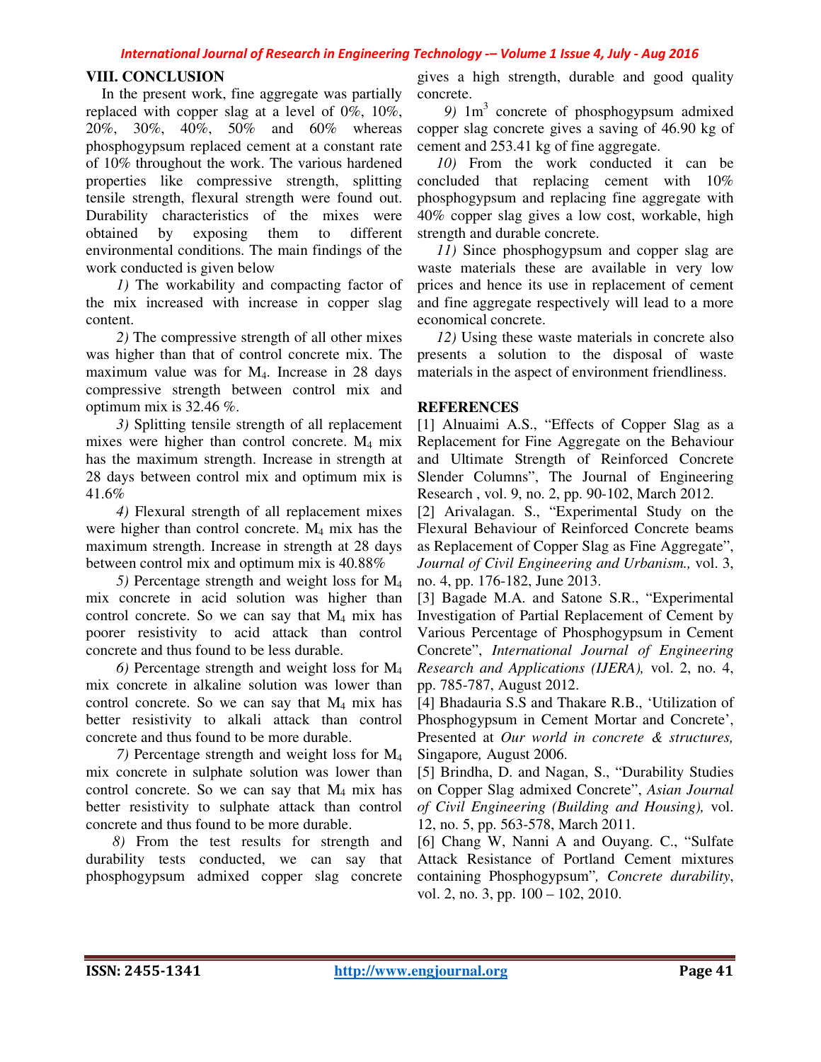## VIII. CONCLUSION

In the present work, fine aggregate was partially replaced with copper slag at a level of 0%, 10%, 20%, 30%, 40%, 50% and 60% whereas phosphogypsum replaced cement at a constant rate of 10% throughout the work. The various hardened properties like compressive strength, splitting tensile strength, flexural strength were found out. Durability characteristics of the mixes were obtained by exposing them to different environmental conditions. The main findings of the work conducted is given below

*1)* The workability and compacting factor of the mix increased with increase in copper slag content.

*2)* The compressive strength of all other mixes was higher than that of control concrete mix. The maximum value was for $M_4$. Increase in 28 days compressive strength between control mix and optimum mix is 32.46 %.

*3)* Splitting tensile strength of all replacement mixes were higher than control concrete. $M_4$ mix has the maximum strength. Increase in strength at 28 days between control mix and optimum mix is 41.6%

*4)* Flexural strength of all replacement mixes were higher than control concrete. $M_4$ mix has the maximum strength. Increase in strength at 28 days between control mix and optimum mix is 40.88%

*5)* Percentage strength and weight loss for $M_4$ mix concrete in acid solution was higher than control concrete. So we can say that $M_4$ mix has poorer resistivity to acid attack than control concrete and thus found to be less durable.

*6)* Percentage strength and weight loss for $M_4$ mix concrete in alkaline solution was lower than control concrete. So we can say that $M_4$ mix has better resistivity to alkali attack than control concrete and thus found to be more durable.

*7)* Percentage strength and weight loss for $M_4$ mix concrete in sulphate solution was lower than control concrete. So we can say that $M_4$ mix has better resistivity to sulphate attack than control concrete and thus found to be more durable.

*8)* From the test results for strength and durability tests conducted, we can say that phosphogypsum admixed copper slag concrete gives a high strength, durable and good quality concrete.

*9)* $1m^3$ concrete of phosphogypsum admixed copper slag concrete gives a saving of 46.90 kg of cement and 253.41 kg of fine aggregate.

*10)* From the work conducted it can be concluded that replacing cement with 10% phosphogypsum and replacing fine aggregate with 40% copper slag gives a low cost, workable, high strength and durable concrete.

*11)* Since phosphogypsum and copper slag are waste materials these are available in very low prices and hence its use in replacement of cement and fine aggregate respectively will lead to a more economical concrete.

*12)* Using these waste materials in concrete also presents a solution to the disposal of waste materials in the aspect of environment friendliness.

## REFERENCES

[1] Alnuaimi A.S., "Effects of Copper Slag as a Replacement for Fine Aggregate on the Behaviour and Ultimate Strength of Reinforced Concrete Slender Columns", The Journal of Engineering Research , vol. 9, no. 2, pp. 90-102, March 2012.

[2] Arivalagan. S., "Experimental Study on the Flexural Behaviour of Reinforced Concrete beams as Replacement of Copper Slag as Fine Aggregate", *Journal of Civil Engineering and Urbanism.,* vol. 3, no. 4, pp. 176-182, June 2013.

[3] Bagade M.A. and Satone S.R., "Experimental Investigation of Partial Replacement of Cement by Various Percentage of Phosphogypsum in Cement Concrete", *International Journal of Engineering Research and Applications (IJERA),* vol. 2, no. 4, pp. 785-787, August 2012.

[4] Bhadauria S.S and Thakare R.B., 'Utilization of Phosphogypsum in Cement Mortar and Concrete', Presented at *Our world in concrete & structures,* Singapore*,* August 2006.

[5] Brindha, D. and Nagan, S., "Durability Studies on Copper Slag admixed Concrete", *Asian Journal of Civil Engineering (Building and Housing),* vol. 12, no. 5, pp. 563-578, March 2011.

[6] Chang W, Nanni A and Ouyang. C., "Sulfate Attack Resistance of Portland Cement mixtures containing Phosphogypsum"*, Concrete durability*, vol. 2, no. 3, pp. 100 – 102, 2010.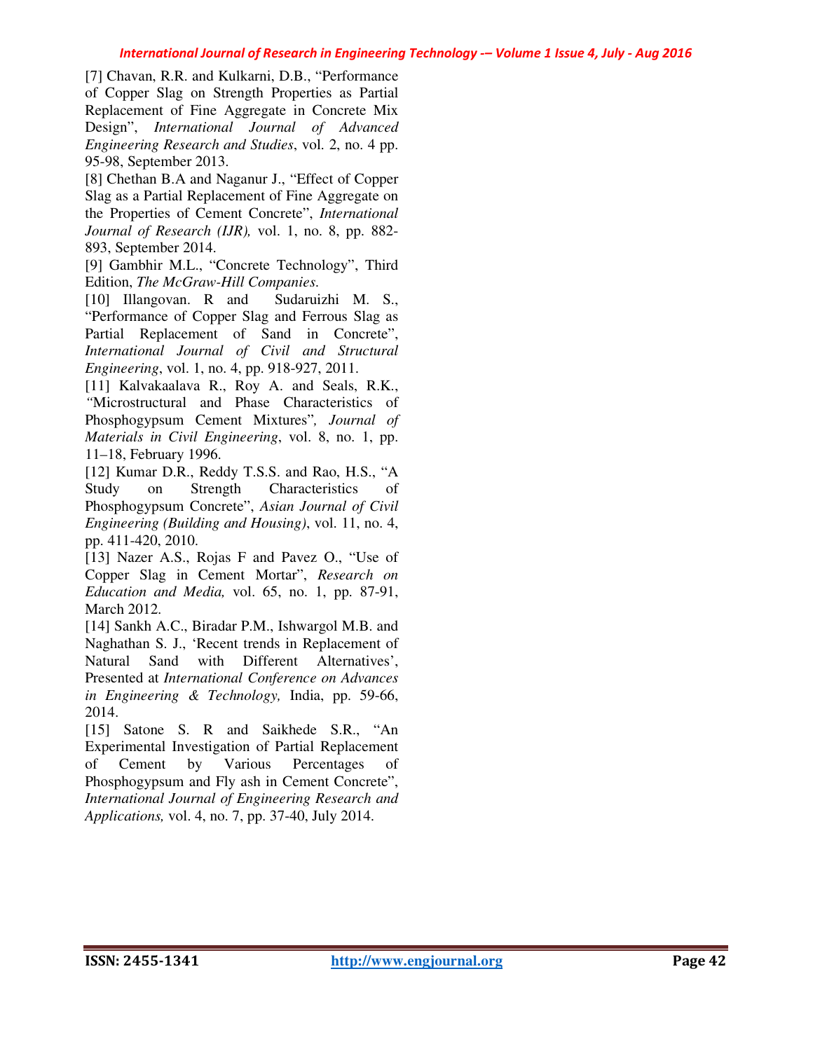[7] Chavan, R.R. and Kulkarni, D.B., "Performance of Copper Slag on Strength Properties as Partial Replacement of Fine Aggregate in Concrete Mix Design", *International Journal of Advanced Engineering Research and Studies*, vol. 2, no. 4 pp. 95-98, September 2013.

[8] Chethan B.A and Naganur J., "Effect of Copper Slag as a Partial Replacement of Fine Aggregate on the Properties of Cement Concrete", *International Journal of Research (IJR),* vol. 1, no. 8, pp. 882-893, September 2014.

[9] Gambhir M.L., "Concrete Technology", Third Edition, *The McGraw-Hill Companies.*

[10] Illangovan. R and Sudaruizhi M. S., "Performance of Copper Slag and Ferrous Slag as Partial Replacement of Sand in Concrete", *International Journal of Civil and Structural Engineering*, vol. 1, no. 4, pp. 918-927, 2011.

[11] Kalvakaalava R., Roy A. and Seals, R.K., "Microstructural and Phase Characteristics of Phosphogypsum Cement Mixtures", *Journal of Materials in Civil Engineering*, vol. 8, no. 1, pp. 11–18, February 1996.

[12] Kumar D.R., Reddy T.S.S. and Rao, H.S., "A Study on Strength Characteristics of Phosphogypsum Concrete", *Asian Journal of Civil Engineering (Building and Housing)*, vol. 11, no. 4, pp. 411-420, 2010.

[13] Nazer A.S., Rojas F and Pavez O., "Use of Copper Slag in Cement Mortar", *Research on Education and Media,* vol. 65, no. 1, pp. 87-91, March 2012.

[14] Sankh A.C., Biradar P.M., Ishwargol M.B. and Naghathan S. J., 'Recent trends in Replacement of Natural Sand with Different Alternatives', Presented at *International Conference on Advances in Engineering & Technology,* India, pp. 59-66, 2014.

[15] Satone S. R and Saikhede S.R., "An Experimental Investigation of Partial Replacement of Cement by Various Percentages of Phosphogypsum and Fly ash in Cement Concrete", *International Journal of Engineering Research and Applications,* vol. 4, no. 7, pp. 37-40, July 2014.